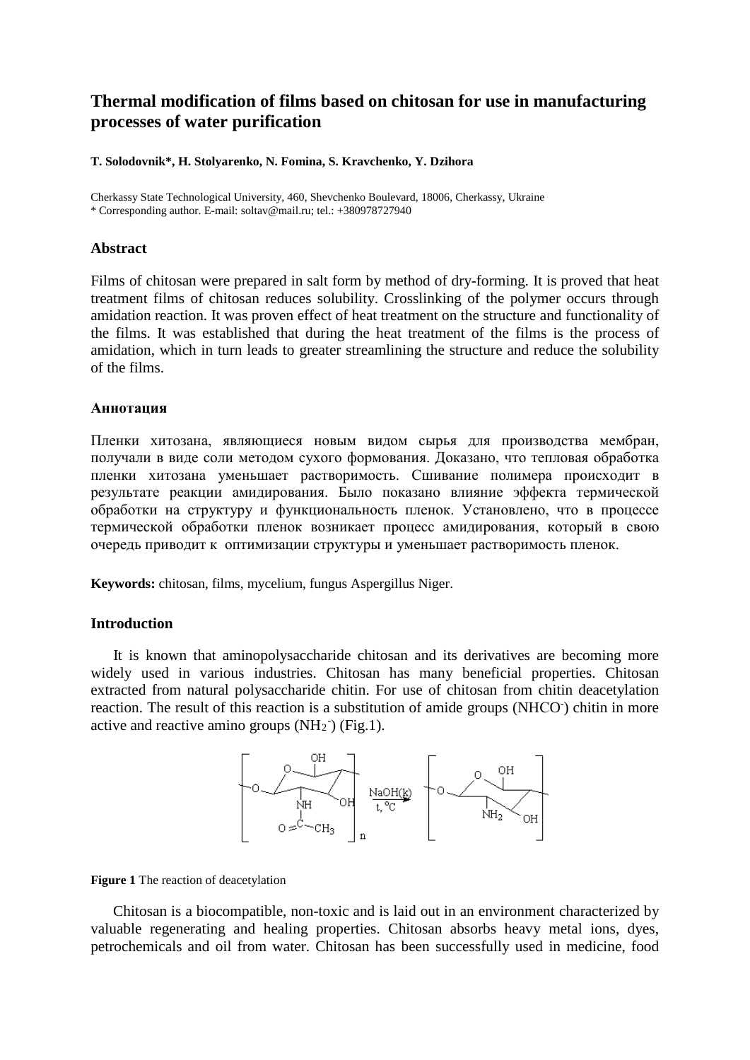# Thermal modification of films based on chitosan for use in manufacturing processes of water purification

**T. Solodovnik\*, H. Stolyarenko, N. Fomina, S. Kravchenko, Y. Dzihora**

Cherkassy State Technological University, 460, Shevchenko Boulevard, 18006, Cherkassy, Ukraine
\* Corresponding author. E-mail: soltav@mail.ru; tel.: +380978727940

## Abstract

Films of chitosan were prepared in salt form by method of dry-forming. It is proved that heat treatment films of chitosan reduces solubility. Crosslinking of the polymer occurs through amidation reaction. It was proven effect of heat treatment on the structure and functionality of the films. It was established that during the heat treatment of the films is the process of amidation, which in turn leads to greater streamlining the structure and reduce the solubility of the films.

## Аннотация

Пленки хитозана, являющиеся новым видом сырья для производства мембран, получали в виде соли методом сухого формования. Доказано, что тепловая обработка пленки хитозана уменьшает растворимость. Сшивание полимера происходит в результате реакции амидирования. Было показано влияние эффекта термической обработки на структуру и функциональность пленок. Установлено, что в процессе термической обработки пленок возникает процесс амидирования, который в свою очередь приводит к оптимизации структуры и уменьшает растворимость пленок.

**Keywords:** chitosan, films, mycelium, fungus Aspergillus Niger.

## Introduction

It is known that aminopolysaccharide chitosan and its derivatives are becoming more widely used in various industries. Chitosan has many beneficial properties. Chitosan extracted from natural polysaccharide chitin. For use of chitosan from chitin deacetylation reaction. The result of this reaction is a substitution of amide groups ($NHCO^-$) chitin in more active and reactive amino groups ($NH_2^-$) (Fig.1).

NaOH(k)
t, °C

**Figure 1** The reaction of deacetylation

Chitosan is a biocompatible, non-toxic and is laid out in an environment characterized by valuable regenerating and healing properties. Chitosan absorbs heavy metal ions, dyes, petrochemicals and oil from water. Chitosan has been successfully used in medicine, food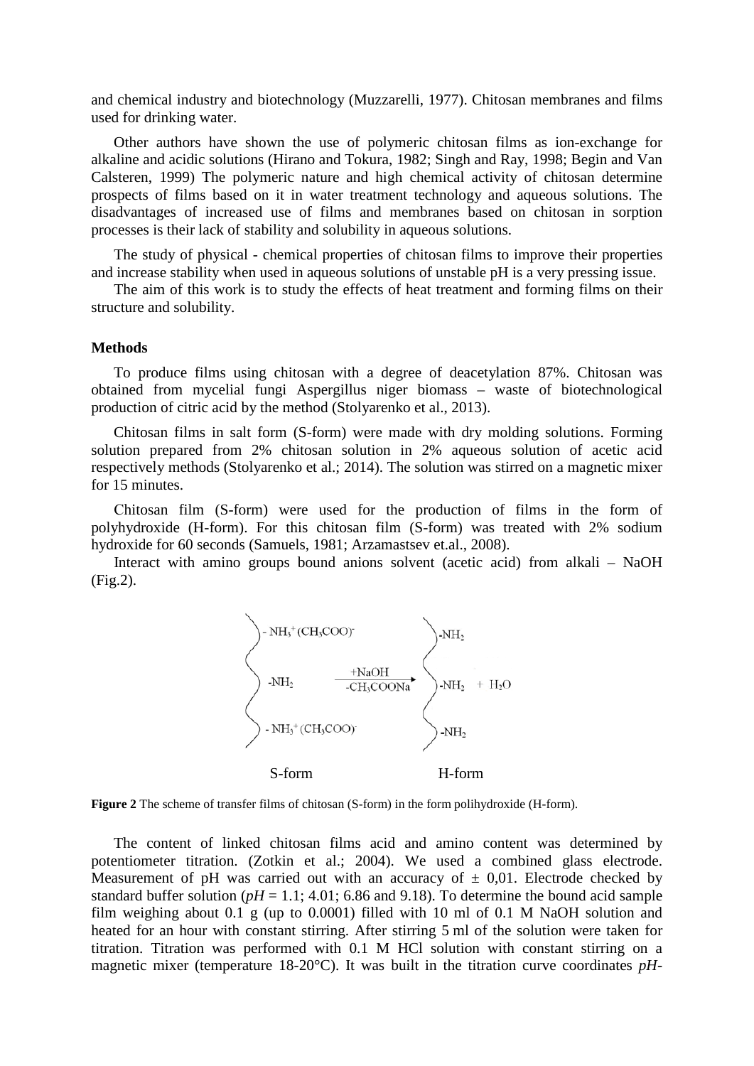and chemical industry and biotechnology (Muzzarelli, 1977). Chitosan membranes and films used for drinking water.

Other authors have shown the use of polymeric chitosan films as ion-exchange for alkaline and acidic solutions (Hirano and Tokura, 1982; Singh and Ray, 1998; Begin and Van Calsteren, 1999) The polymeric nature and high chemical activity of chitosan determine prospects of films based on it in water treatment technology and aqueous solutions. The disadvantages of increased use of films and membranes based on chitosan in sorption processes is their lack of stability and solubility in aqueous solutions.

The study of physical - chemical properties of chitosan films to improve their properties and increase stability when used in aqueous solutions of unstable pH is a very pressing issue.

The aim of this work is to study the effects of heat treatment and forming films on their structure and solubility.

**Methods**

To produce films using chitosan with a degree of deacetylation 87%. Chitosan was obtained from mycelial fungi Aspergillus niger biomass – waste of biotechnological production of citric acid by the method (Stolyarenko et al., 2013).

Chitosan films in salt form (S-form) were made with dry molding solutions. Forming solution prepared from 2% chitosan solution in 2% aqueous solution of acetic acid respectively methods (Stolyarenko et al.; 2014). The solution was stirred on a magnetic mixer for 15 minutes.

Chitosan film (S-form) were used for the production of films in the form of polyhydroxide (H-form). For this chitosan film (S-form) was treated with 2% sodium hydroxide for 60 seconds (Samuels, 1981; Arzamastsev et.al., 2008).

Interact with amino groups bound anions solvent (acetic acid) from alkali – NaOH (Fig.2).

$-NH_3^+(CH_3COO)^-$

$-NH_2$

$-NH_3^+(CH_3COO)^-$

$+NaOH$

$-CH_3COONa$

$-NH_2$

$-NH_2 \; + \; H_2O$

$-NH_2$

S-form

H-form

**Figure 2** The scheme of transfer films of chitosan (S-form) in the form polihydroxide (H-form).

The content of linked chitosan films acid and amino content was determined by potentiometer titration. (Zotkin et al.; 2004). We used a combined glass electrode. Measurement of pH was carried out with an accuracy of ± 0,01. Electrode checked by standard buffer solution (*pH* = 1.1; 4.01; 6.86 and 9.18). To determine the bound acid sample film weighing about 0.1 g (up to 0.0001) filled with 10 ml of 0.1 M NaOH solution and heated for an hour with constant stirring. After stirring 5 ml of the solution were taken for titration. Titration was performed with 0.1 M HCl solution with constant stirring on a magnetic mixer (temperature 18-20°C). It was built in the titration curve coordinates *pH*-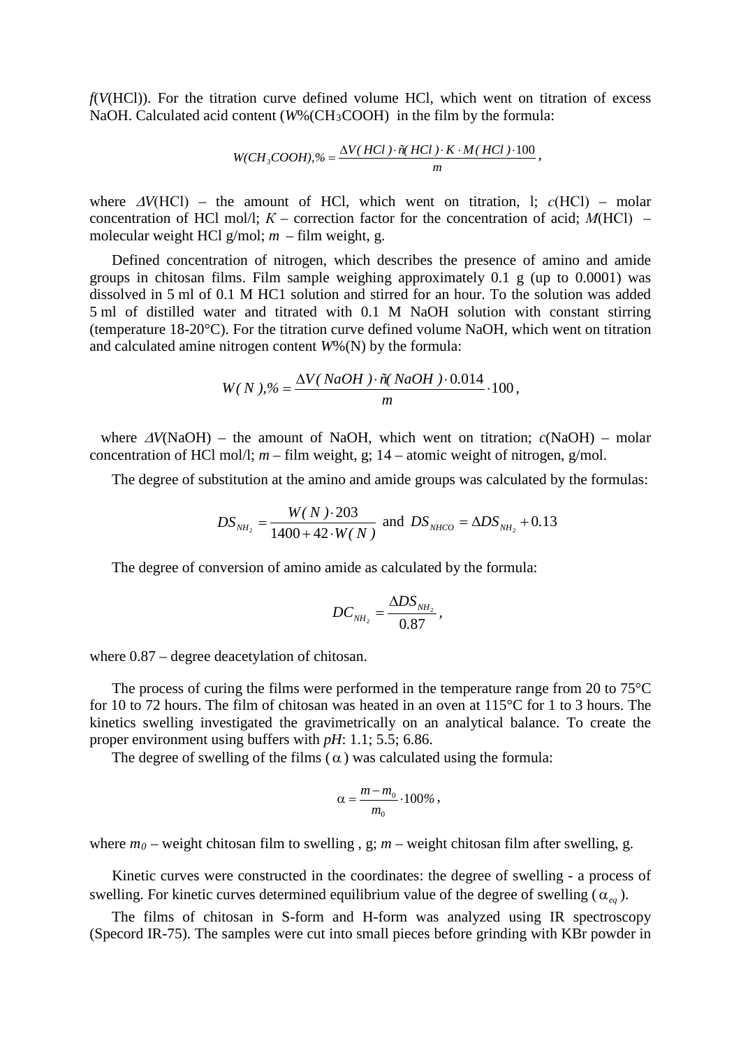$f(V(HCl))$. For the titration curve defined volume HCl, which went on titration of excess NaOH. Calculated acid content ($W$%($CH_3COOH$) in the film by the formula:

$$W(CH_3COOH),\% = \frac{\Delta V(HCl) \cdot \tilde{n}(HCl) \cdot K \cdot M(HCl) \cdot 100}{m},$$

where $\Delta V$(HCl) – the amount of HCl, which went on titration, l; $c$(HCl) – molar concentration of HCl mol/l; $K$ – correction factor for the concentration of acid; $M$(HCl) – molecular weight HCl g/mol; $m$ – film weight, g.

Defined concentration of nitrogen, which describes the presence of amino and amide groups in chitosan films. Film sample weighing approximately 0.1 g (up to 0.0001) was dissolved in 5 ml of 0.1 M HC1 solution and stirred for an hour. To the solution was added 5 ml of distilled water and titrated with 0.1 M NaOH solution with constant stirring (temperature 18-20°C). For the titration curve defined volume NaOH, which went on titration and calculated amine nitrogen content $W$%(N) by the formula:

$$W(N),\% = \frac{\Delta V(NaOH) \cdot \tilde{n}(NaOH) \cdot 0.014}{m} \cdot 100,$$

where $\Delta V$(NaOH) – the amount of NaOH, which went on titration; $c$(NaOH) – molar concentration of HCl mol/l; $m$ – film weight, g; 14 – atomic weight of nitrogen, g/mol.

The degree of substitution at the amino and amide groups was calculated by the formulas:

$$DS_{NH_2} = \frac{W(N) \cdot 203}{1400 + 42 \cdot W(N)} \text{ and } DS_{NHCO} = \Delta DS_{NH_2} + 0.13$$

The degree of conversion of amino amide as calculated by the formula:

$$DC_{NH_2} = \frac{\Delta DS_{NH_2}}{0.87},$$

where 0.87 – degree deacetylation of chitosan.

The process of curing the films were performed in the temperature range from 20 to 75°C for 10 to 72 hours. The film of chitosan was heated in an oven at 115°C for 1 to 3 hours. The kinetics swelling investigated the gravimetrically on an analytical balance. To create the proper environment using buffers with $pH$: 1.1; 5.5; 6.86.

The degree of swelling of the films ($\alpha$) was calculated using the formula:

$$\alpha = \frac{m - m_0}{m_0} \cdot 100\%,$$

where $m_0$ – weight chitosan film to swelling , g; $m$ – weight chitosan film after swelling, g.

Kinetic curves were constructed in the coordinates: the degree of swelling - a process of swelling. For kinetic curves determined equilibrium value of the degree of swelling ($\alpha_{eq}$).

The films of chitosan in S-form and H-form was analyzed using IR spectroscopy (Specord IR-75). The samples were cut into small pieces before grinding with KBr powder in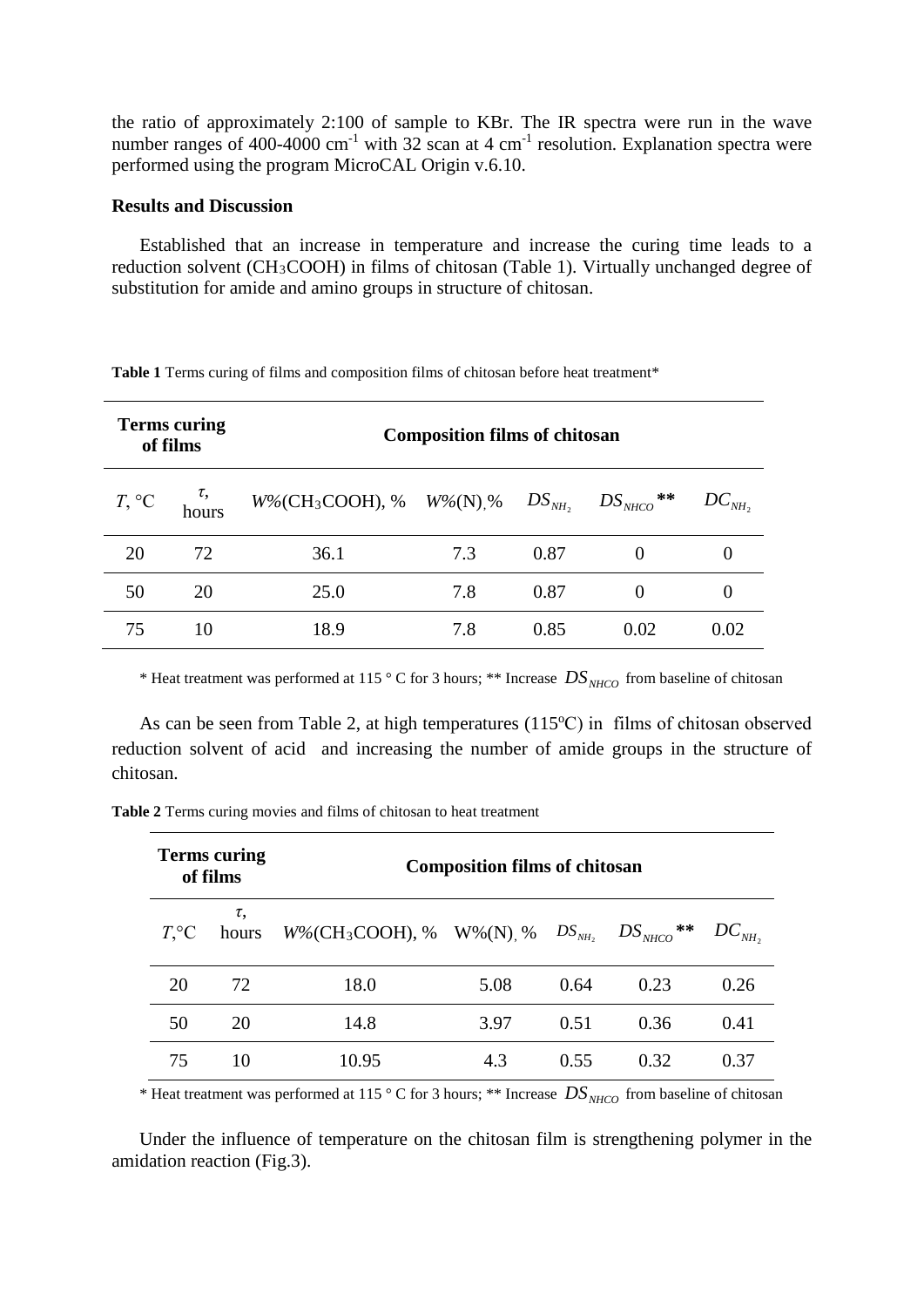the ratio of approximately 2:100 of sample to KBr. The IR spectra were run in the wave number ranges of 400-4000 $cm^{-1}$ with 32 scan at 4 $cm^{-1}$ resolution. Explanation spectra were performed using the program MicroCAL Origin v.6.10.

## Results and Discussion

Established that an increase in temperature and increase the curing time leads to a reduction solvent ($CH_3COOH$) in films of chitosan (Table 1). Virtually unchanged degree of substitution for amide and amino groups in structure of chitosan.

**Table 1** Terms curing of films and composition films of chitosan before heat treatment*

| **Terms curing of films** | | **Composition films of chitosan** | | | | |
|---|---|---|---|---|---|---|
| $T$, °C | $\tau$, hours | $W\%(CH_3COOH)$, % | $W\%(N)$, % | $DS_{NH_2}$ | $DS_{NHCO}$** | $DC_{NH_2}$ |
| 20 | 72 | 36.1 | 7.3 | 0.87 | 0 | 0 |
| 50 | 20 | 25.0 | 7.8 | 0.87 | 0 | 0 |
| 75 | 10 | 18.9 | 7.8 | 0.85 | 0.02 | 0.02 |

\* Heat treatment was performed at 115 ° C for 3 hours; ** Increase $DS_{NHCO}$ from baseline of chitosan

As can be seen from Table 2, at high temperatures (115°C) in films of chitosan observed reduction solvent of acid and increasing the number of amide groups in the structure of chitosan.

**Table 2** Terms curing movies and films of chitosan to heat treatment

| **Terms curing of films** | | **Composition films of chitosan** | | | | |
|---|---|---|---|---|---|---|
| $T$,°C | $\tau$, hours | $W\%(CH_3COOH)$, % | $W\%(N)$, % | $DS_{NH_2}$ | $DS_{NHCO}$** | $DC_{NH_2}$ |
| 20 | 72 | 18.0 | 5.08 | 0.64 | 0.23 | 0.26 |
| 50 | 20 | 14.8 | 3.97 | 0.51 | 0.36 | 0.41 |
| 75 | 10 | 10.95 | 4.3 | 0.55 | 0.32 | 0.37 |

\* Heat treatment was performed at 115 ° C for 3 hours; ** Increase $DS_{NHCO}$ from baseline of chitosan

Under the influence of temperature on the chitosan film is strengthening polymer in the amidation reaction (Fig.3).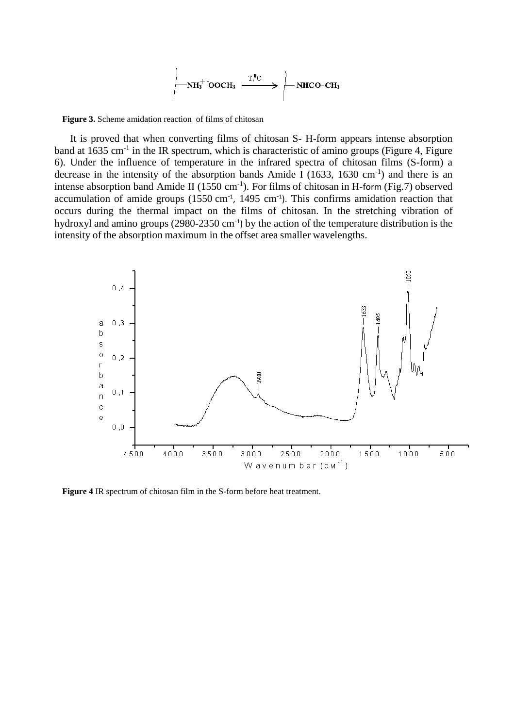$$\text{—}NH_3^{+}\,{}^{-}OOCH_3 \xrightarrow{T,^{0}C} \text{—}NHCO\text{–}CH_3$$

**Figure 3.** Scheme amidation reaction of films of chitosan

It is proved that when converting films of chitosan S- H-form appears intense absorption band at 1635 $cm^{-1}$ in the IR spectrum, which is characteristic of amino groups (Figure 4, Figure 6). Under the influence of temperature in the infrared spectra of chitosan films (S-form) a decrease in the intensity of the absorption bands Amide I (1633, 1630 $cm^{-1}$) and there is an intense absorption band Amide II (1550 $cm^{-1}$). For films of chitosan in H-form (Fig.7) observed accumulation of amide groups (1550 $cm^{-1}$, 1495 $cm^{-1}$). This confirms amidation reaction that occurs during the thermal impact on the films of chitosan. In the stretching vibration of hydroxyl and amino groups (2980-2350 $cm^{-1}$) by the action of the temperature distribution is the intensity of the absorption maximum in the offset area smaller wavelengths.

absorbance

0,4

0,3

0,2

0,1

0,0

2980

1633

1495

1050

4500 4000 3500 3000 2500 2000 1500 1000 500

Wavenumber ($cm^{-1}$)

**Figure 4** IR spectrum of chitosan film in the S-form before heat treatment.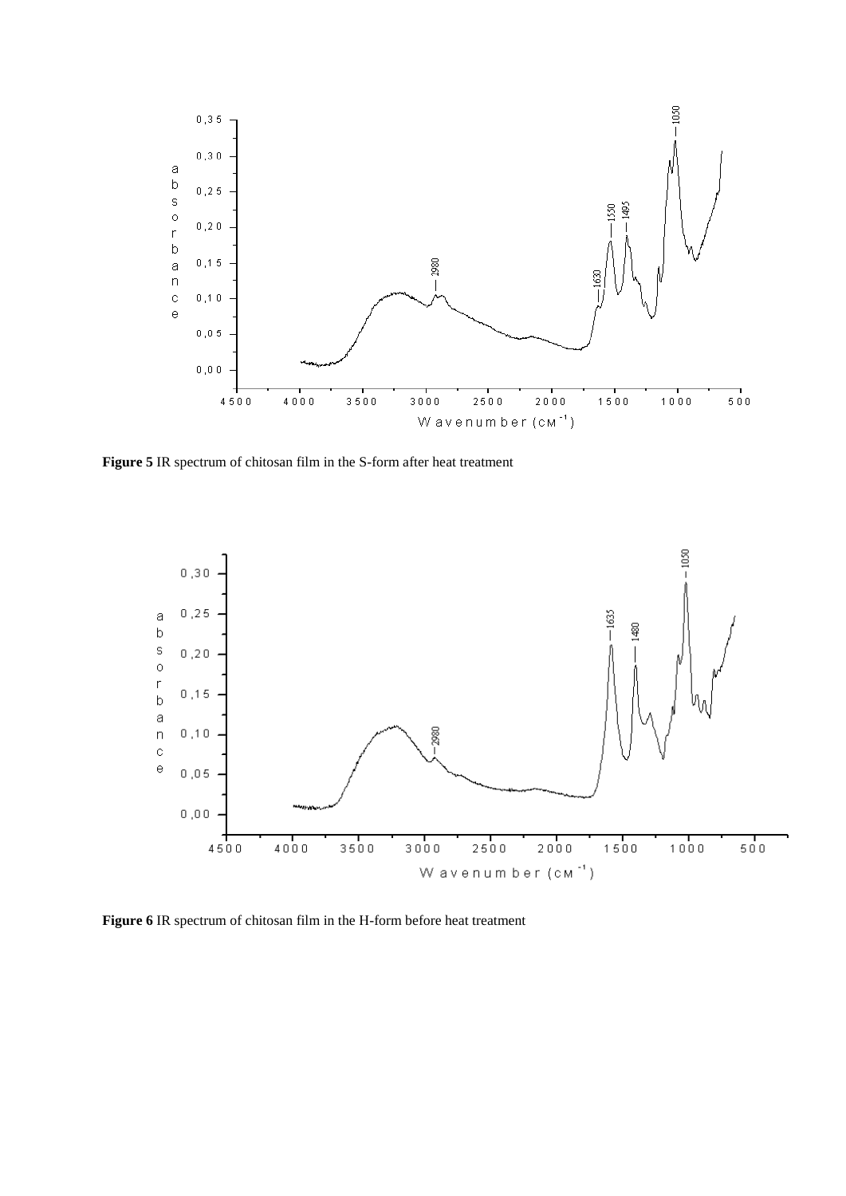0,35
0,30
0,25
0,20
0,15
0,10
0,05
0,00

absorbance

4500 4000 3500 3000 2500 2000 1500 1000 500

Wavenumber (cм$^{-1}$)

2980
1630
1550
1495
1050

**Figure 5** IR spectrum of chitosan film in the S-form after heat treatment

0,30
0,25
0,20
0,15
0,10
0,05
0,00

absorbance

4500 4000 3500 3000 2500 2000 1500 1000 500

Wavenumber (cм$^{-1}$)

2980
1635
1480
1050

**Figure 6** IR spectrum of chitosan film in the H-form before heat treatment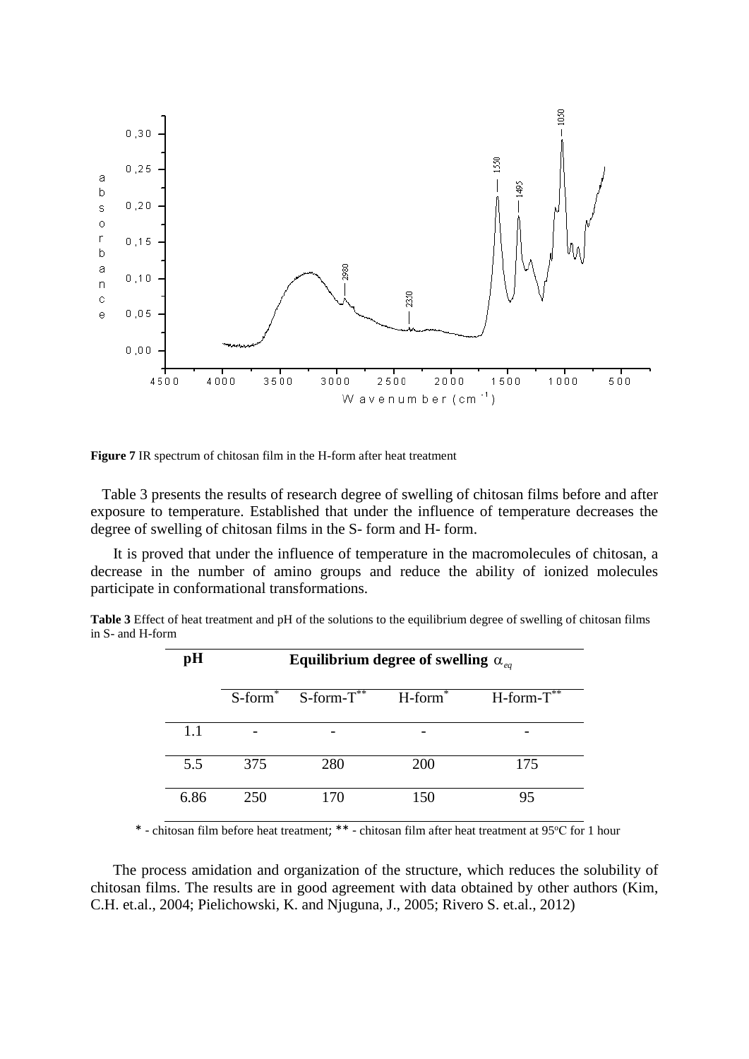0,30
0,25
0,20
0,15
0,10
0,05
0,00
absorbance
4500 4000 3500 3000 2500 2000 1500 1000 500
Wavenumber (cm$^{-1}$)
1050
1550
1495
2980
2330

**Figure 7** IR spectrum of chitosan film in the H-form after heat treatment

Table 3 presents the results of research degree of swelling of chitosan films before and after exposure to temperature. Established that under the influence of temperature decreases the degree of swelling of chitosan films in the S- form and H- form.

It is proved that under the influence of temperature in the macromolecules of chitosan, a decrease in the number of amino groups and reduce the ability of ionized molecules participate in conformational transformations.

**Table 3** Effect of heat treatment and pH of the solutions to the equilibrium degree of swelling of chitosan films in S- and H-form

| pH | Equilibrium degree of swelling $\alpha_{eq}$ | | | |
|---|---|---|---|---|
| | S-form* | S-form-T** | H-form* | H-form-T** |
| 1.1 | - | - | - | - |
| 5.5 | 375 | 280 | 200 | 175 |
| 6.86 | 250 | 170 | 150 | 95 |

\* - chitosan film before heat treatment; ** - chitosan film after heat treatment at 95°C for 1 hour

The process amidation and organization of the structure, which reduces the solubility of chitosan films. The results are in good agreement with data obtained by other authors (Kim, C.H. et.al., 2004; Pielichowski, K. and Njuguna, J., 2005; Rivero S. et.al., 2012)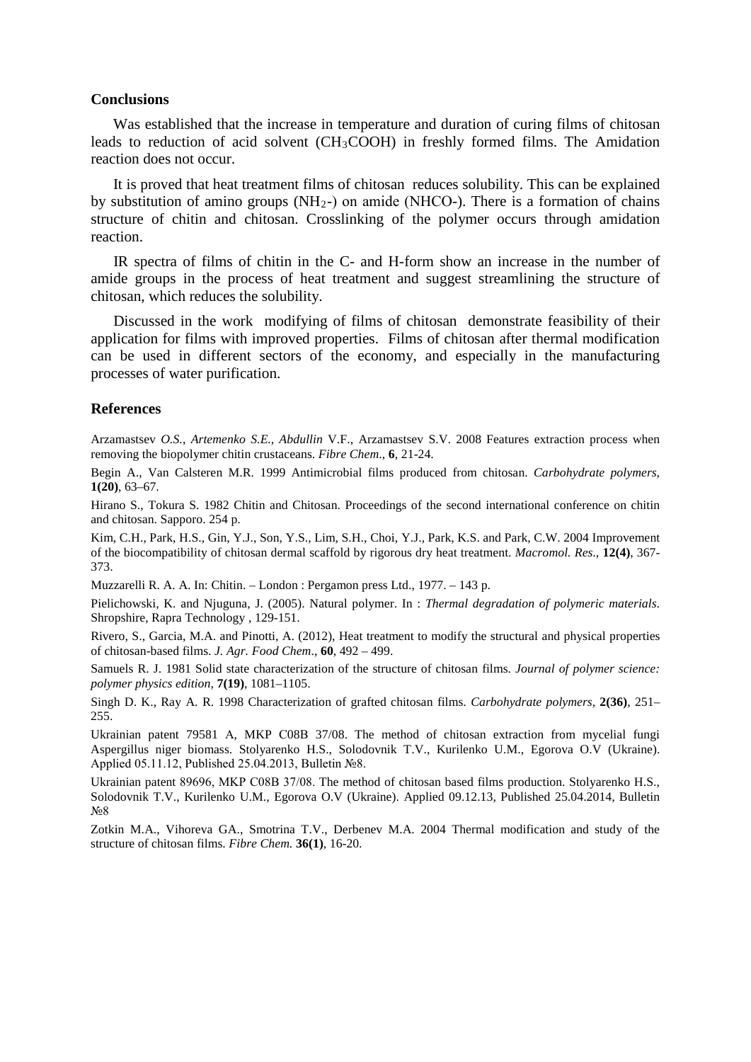## Conclusions

Was established that the increase in temperature and duration of curing films of chitosan leads to reduction of acid solvent ($CH_3COOH$) in freshly formed films. The Amidation reaction does not occur.

It is proved that heat treatment films of chitosan reduces solubility. This can be explained by substitution of amino groups ($NH_2$-) on amide (NHCO-). There is a formation of chains structure of chitin and chitosan. Crosslinking of the polymer occurs through amidation reaction.

IR spectra of films of chitin in the C- and H-form show an increase in the number of amide groups in the process of heat treatment and suggest streamlining the structure of chitosan, which reduces the solubility.

Discussed in the work modifying of films of chitosan demonstrate feasibility of their application for films with improved properties. Films of chitosan after thermal modification can be used in different sectors of the economy, and especially in the manufacturing processes of water purification.

## References

Arzamastsev *O.S.*, *Artemenko S.E.*, *Abdullin* V.F., Arzamastsev S.V. 2008 Features extraction process when removing the biopolymer chitin crustaceans. *Fibre Chem*., **6**, 21-24.

Begin A., Van Calsteren M.R. 1999 Antimicrobial films produced from chitosan. *Carbohydrate polymers*, **1(20)**, 63–67.

Hirano S., Tokura S. 1982 Chitin and Chitosan. Proceedings of the second international conference on chitin and chitosan. Sapporo. 254 p.

Kim, C.H., Park, H.S., Gin, Y.J., Son, Y.S., Lim, S.H., Choi, Y.J., Park, K.S. and Park, C.W. 2004 Improvement of the biocompatibility of chitosan dermal scaffold by rigorous dry heat treatment. *Macromol. Res*., **12(4)**, 367-373.

Muzzarelli R. A. A. In: Chitin. – London : Pergamon press Ltd., 1977. – 143 p.

Pielichowski, K. and Njuguna, J. (2005). Natural polymer. In : *Thermal degradation of polymeric materials*. Shropshire, Rapra Technology , 129-151.

Rivero, S., Garcia, M.A. and Pinotti, A. (2012), Heat treatment to modify the structural and physical properties of chitosan-based films. *J. Agr. Food Chem*., **60**, 492 – 499.

Samuels R. J. 1981 Solid state characterization of the structure of chitosan films. *Journal of polymer science: polymer physics edition,* **7(19)**, 1081–1105.

Singh D. K., Ray A. R. 1998 Characterization of grafted chitosan films. *Carbohydrate polymers,* **2(36)**, 251–255.

Ukrainian patent 79581 A, MKP C08B 37/08. The method of chitosan extraction from mycelial fungi Aspergillus niger biomass. Stolyarenko H.S., Solodovnik T.V., Kurilenko U.M., Egorova O.V (Ukraine). Applied 05.11.12, Published 25.04.2013, Bulletin №8.

Ukrainian patent 89696, MKP C08B 37/08. The method of chitosan based films production. Stolyarenko H.S., Solodovnik T.V., Kurilenko U.M., Egorova O.V (Ukraine). Applied 09.12.13, Published 25.04.2014, Bulletin №8

Zotkin M.A., Vihoreva GA., Smotrina T.V., Derbenev M.A. 2004 Thermal modification and study of the structure of chitosan films. *Fibre Chem.* **36(1)**, 16-20.